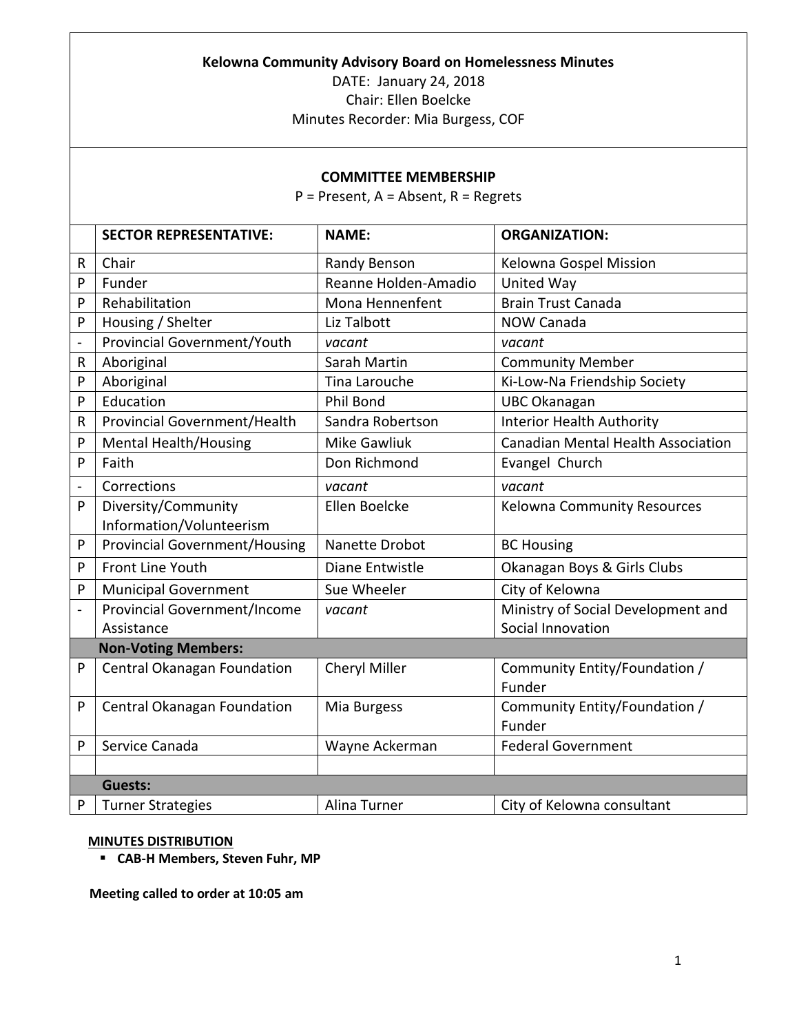**Kelowna Community Advisory Board on Homelessness Minutes**

DATE: January 24, 2018

Chair: Ellen Boelcke

Minutes Recorder: Mia Burgess, COF

**COMMITTEE MEMBERSHIP**

P = Present, A = Absent, R = Regrets

| | SECTOR REPRESENTATIVE: | NAME: | ORGANIZATION: |
|---|---|---|---|
| R | Chair | Randy Benson | Kelowna Gospel Mission |
| P | Funder | Reanne Holden-Amadio | United Way |
| P | Rehabilitation | Mona Hennenfent | Brain Trust Canada |
| P | Housing / Shelter | Liz Talbott | NOW Canada |
| - | Provincial Government/Youth | *vacant* | *vacant* |
| R | Aboriginal | Sarah Martin | Community Member |
| P | Aboriginal | Tina Larouche | Ki-Low-Na Friendship Society |
| P | Education | Phil Bond | UBC Okanagan |
| R | Provincial Government/Health | Sandra Robertson | Interior Health Authority |
| P | Mental Health/Housing | Mike Gawliuk | Canadian Mental Health Association |
| P | Faith | Don Richmond | Evangel Church |
| - | Corrections | *vacant* | *vacant* |
| P | Diversity/Community Information/Volunteerism | Ellen Boelcke | Kelowna Community Resources |
| P | Provincial Government/Housing | Nanette Drobot | BC Housing |
| P | Front Line Youth | Diane Entwistle | Okanagan Boys & Girls Clubs |
| P | Municipal Government | Sue Wheeler | City of Kelowna |
| - | Provincial Government/Income Assistance | *vacant* | Ministry of Social Development and Social Innovation |
| | **Non-Voting Members:** | | |
| P | Central Okanagan Foundation | Cheryl Miller | Community Entity/Foundation / Funder |
| P | Central Okanagan Foundation | Mia Burgess | Community Entity/Foundation / Funder |
| P | Service Canada | Wayne Ackerman | Federal Government |
| | | | |
| | **Guests:** | | |
| P | Turner Strategies | Alina Turner | City of Kelowna consultant |

**MINUTES DISTRIBUTION**

- **CAB-H Members, Steven Fuhr, MP**

**Meeting called to order at 10:05 am**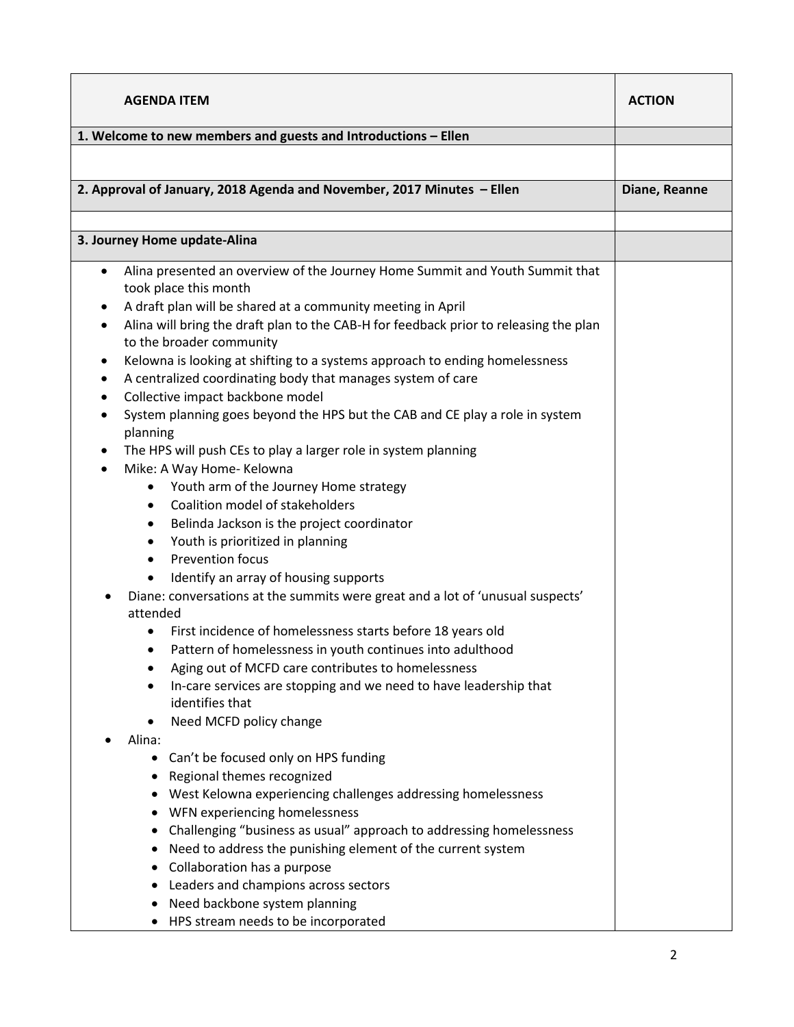| **AGENDA ITEM** | **ACTION** |
|---|---|
| **1. Welcome to new members and guests and Introductions – Ellen** | |
| | |
| **2. Approval of January, 2018 Agenda and November, 2017 Minutes – Ellen** | **Diane, Reanne** |
| | |
| **3. Journey Home update-Alina** | |
| • Alina presented an overview of the Journey Home Summit and Youth Summit that took place this month<br>• A draft plan will be shared at a community meeting in April<br>• Alina will bring the draft plan to the CAB-H for feedback prior to releasing the plan to the broader community<br>• Kelowna is looking at shifting to a systems approach to ending homelessness<br>• A centralized coordinating body that manages system of care<br>• Collective impact backbone model<br>• System planning goes beyond the HPS but the CAB and CE play a role in system planning<br>• The HPS will push CEs to play a larger role in system planning<br>• Mike: A Way Home- Kelowna<br>&nbsp;&nbsp;&nbsp;&nbsp;• Youth arm of the Journey Home strategy<br>&nbsp;&nbsp;&nbsp;&nbsp;• Coalition model of stakeholders<br>&nbsp;&nbsp;&nbsp;&nbsp;• Belinda Jackson is the project coordinator<br>&nbsp;&nbsp;&nbsp;&nbsp;• Youth is prioritized in planning<br>&nbsp;&nbsp;&nbsp;&nbsp;• Prevention focus<br>&nbsp;&nbsp;&nbsp;&nbsp;• Identify an array of housing supports<br>• Diane: conversations at the summits were great and a lot of 'unusual suspects' attended<br>&nbsp;&nbsp;&nbsp;&nbsp;• First incidence of homelessness starts before 18 years old<br>&nbsp;&nbsp;&nbsp;&nbsp;• Pattern of homelessness in youth continues into adulthood<br>&nbsp;&nbsp;&nbsp;&nbsp;• Aging out of MCFD care contributes to homelessness<br>&nbsp;&nbsp;&nbsp;&nbsp;• In-care services are stopping and we need to have leadership that identifies that<br>&nbsp;&nbsp;&nbsp;&nbsp;• Need MCFD policy change<br>• Alina:<br>&nbsp;&nbsp;&nbsp;&nbsp;• Can't be focused only on HPS funding<br>&nbsp;&nbsp;&nbsp;&nbsp;• Regional themes recognized<br>&nbsp;&nbsp;&nbsp;&nbsp;• West Kelowna experiencing challenges addressing homelessness<br>&nbsp;&nbsp;&nbsp;&nbsp;• WFN experiencing homelessness<br>&nbsp;&nbsp;&nbsp;&nbsp;• Challenging "business as usual" approach to addressing homelessness<br>&nbsp;&nbsp;&nbsp;&nbsp;• Need to address the punishing element of the current system<br>&nbsp;&nbsp;&nbsp;&nbsp;• Collaboration has a purpose<br>&nbsp;&nbsp;&nbsp;&nbsp;• Leaders and champions across sectors<br>&nbsp;&nbsp;&nbsp;&nbsp;• Need backbone system planning<br>&nbsp;&nbsp;&nbsp;&nbsp;• HPS stream needs to be incorporated | |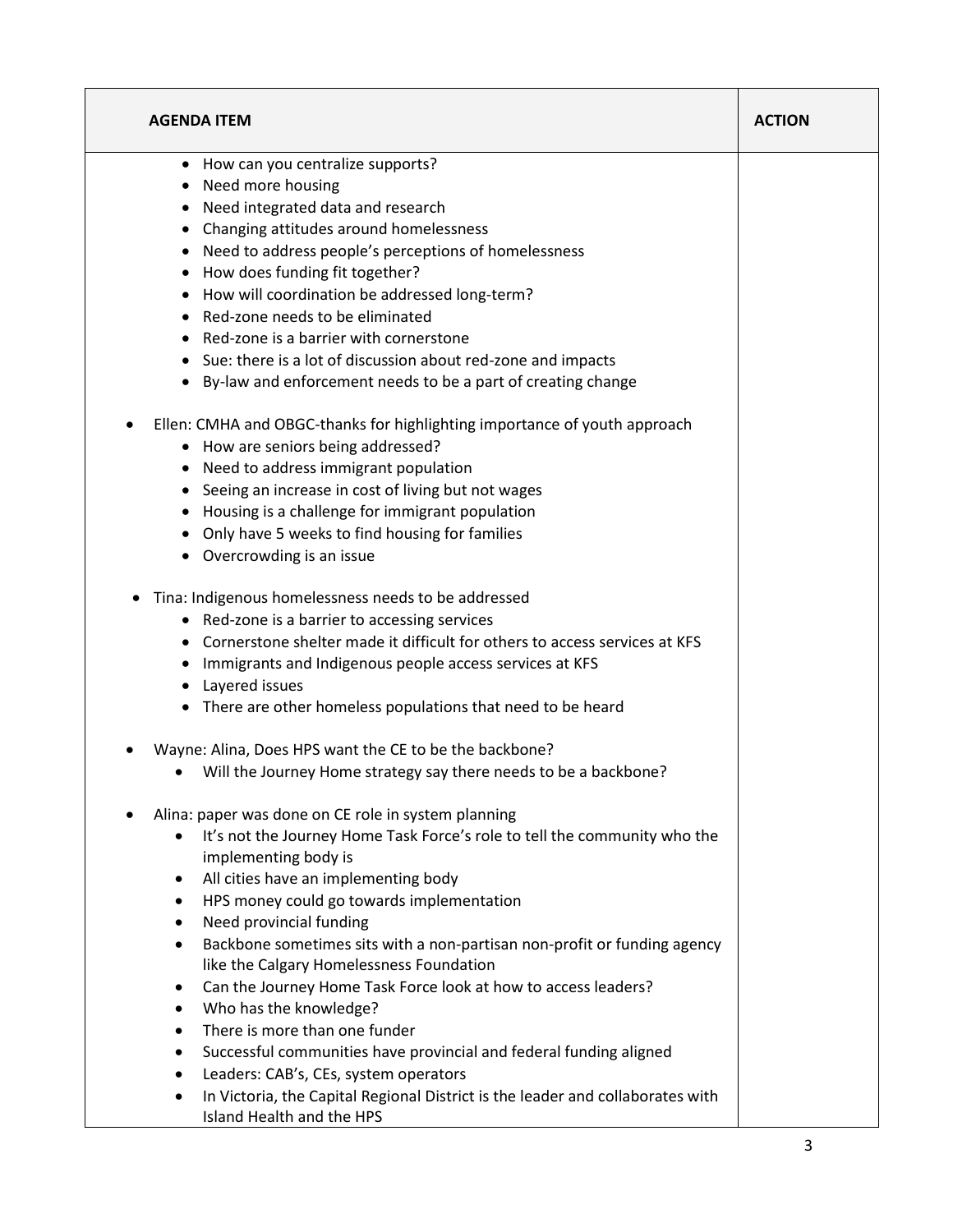| AGENDA ITEM | ACTION |
| --- | --- |
| <ul><li>How can you centralize supports?</li><li>Need more housing</li><li>Need integrated data and research</li><li>Changing attitudes around homelessness</li><li>Need to address people's perceptions of homelessness</li><li>How does funding fit together?</li><li>How will coordination be addressed long-term?</li><li>Red-zone needs to be eliminated</li><li>Red-zone is a barrier with cornerstone</li><li>Sue: there is a lot of discussion about red-zone and impacts</li><li>By-law and enforcement needs to be a part of creating change</li></ul><ul><li>Ellen: CMHA and OBGC-thanks for highlighting importance of youth approach<ul><li>How are seniors being addressed?</li><li>Need to address immigrant population</li><li>Seeing an increase in cost of living but not wages</li><li>Housing is a challenge for immigrant population</li><li>Only have 5 weeks to find housing for families</li><li>Overcrowding is an issue</li></ul></li><li>Tina: Indigenous homelessness needs to be addressed<ul><li>Red-zone is a barrier to accessing services</li><li>Cornerstone shelter made it difficult for others to access services at KFS</li><li>Immigrants and Indigenous people access services at KFS</li><li>Layered issues</li><li>There are other homeless populations that need to be heard</li></ul></li><li>Wayne: Alina, Does HPS want the CE to be the backbone?<ul><li>Will the Journey Home strategy say there needs to be a backbone?</li></ul></li><li>Alina: paper was done on CE role in system planning<ul><li>It's not the Journey Home Task Force's role to tell the community who the implementing body is</li><li>All cities have an implementing body</li><li>HPS money could go towards implementation</li><li>Need provincial funding</li><li>Backbone sometimes sits with a non-partisan non-profit or funding agency like the Calgary Homelessness Foundation</li><li>Can the Journey Home Task Force look at how to access leaders?</li><li>Who has the knowledge?</li><li>There is more than one funder</li><li>Successful communities have provincial and federal funding aligned</li><li>Leaders: CAB's, CEs, system operators</li><li>In Victoria, the Capital Regional District is the leader and collaborates with Island Health and the HPS</li></ul></li></ul> | |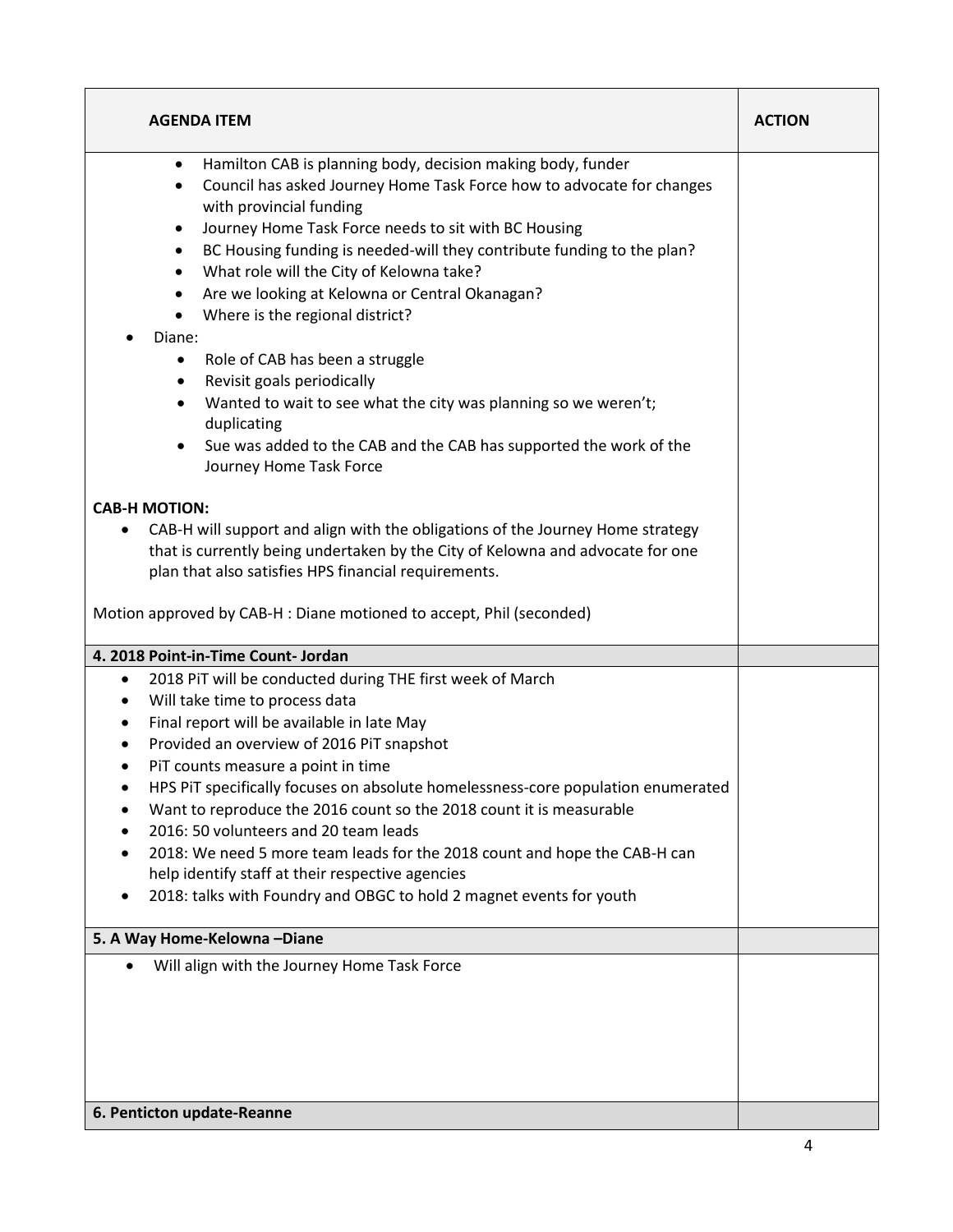| AGENDA ITEM | ACTION |
|---|---|
| • Hamilton CAB is planning body, decision making body, funder<br>• Council has asked Journey Home Task Force how to advocate for changes with provincial funding<br>• Journey Home Task Force needs to sit with BC Housing<br>• BC Housing funding is needed-will they contribute funding to the plan?<br>• What role will the City of Kelowna take?<br>• Are we looking at Kelowna or Central Okanagan?<br>• Where is the regional district?<br>• Diane:<br>  • Role of CAB has been a struggle<br>  • Revisit goals periodically<br>  • Wanted to wait to see what the city was planning so we weren't; duplicating<br>  • Sue was added to the CAB and the CAB has supported the work of the Journey Home Task Force<br><br>**CAB-H MOTION:**<br>• CAB-H will support and align with the obligations of the Journey Home strategy that is currently being undertaken by the City of Kelowna and advocate for one plan that also satisfies HPS financial requirements.<br><br>Motion approved by CAB-H : Diane motioned to accept, Phil (seconded) | |
| **4. 2018 Point-in-Time Count- Jordan** | |
| • 2018 PiT will be conducted during THE first week of March<br>• Will take time to process data<br>• Final report will be available in late May<br>• Provided an overview of 2016 PiT snapshot<br>• PiT counts measure a point in time<br>• HPS PiT specifically focuses on absolute homelessness-core population enumerated<br>• Want to reproduce the 2016 count so the 2018 count it is measurable<br>• 2016: 50 volunteers and 20 team leads<br>• 2018: We need 5 more team leads for the 2018 count and hope the CAB-H can help identify staff at their respective agencies<br>• 2018: talks with Foundry and OBGC to hold 2 magnet events for youth | |
| **5. A Way Home-Kelowna –Diane** | |
| • Will align with the Journey Home Task Force | |
| **6. Penticton update-Reanne** | |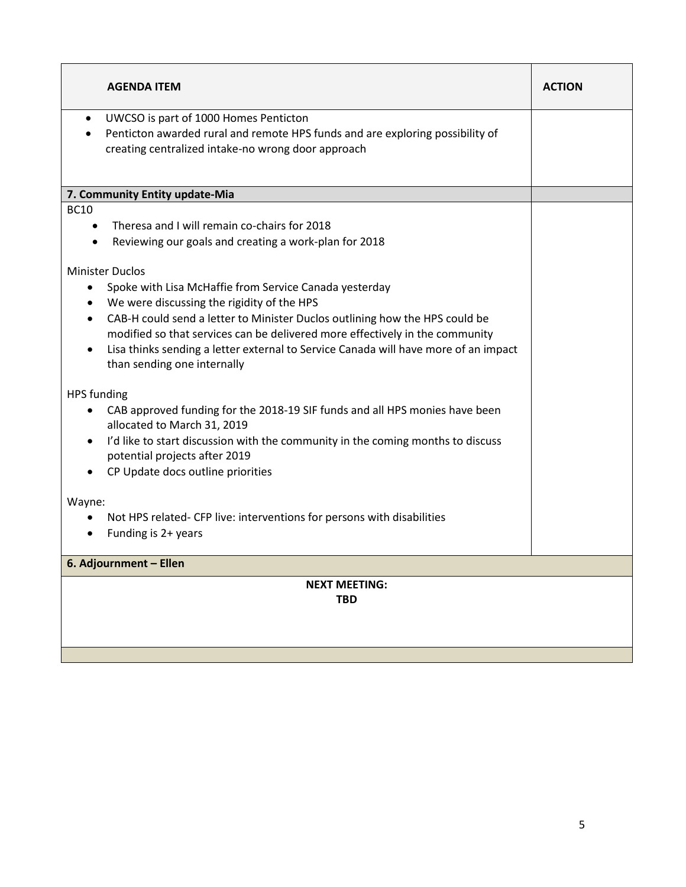| AGENDA ITEM | ACTION |
|---|---|
| • UWCSO is part of 1000 Homes Penticton<br>• Penticton awarded rural and remote HPS funds and are exploring possibility of creating centralized intake-no wrong door approach | |
| **7. Community Entity update-Mia** | |
| BC10<br>• Theresa and I will remain co-chairs for 2018<br>• Reviewing our goals and creating a work-plan for 2018<br><br>Minister Duclos<br>• Spoke with Lisa McHaffie from Service Canada yesterday<br>• We were discussing the rigidity of the HPS<br>• CAB-H could send a letter to Minister Duclos outlining how the HPS could be modified so that services can be delivered more effectively in the community<br>• Lisa thinks sending a letter external to Service Canada will have more of an impact than sending one internally<br><br>HPS funding<br>• CAB approved funding for the 2018-19 SIF funds and all HPS monies have been allocated to March 31, 2019<br>• I'd like to start discussion with the community in the coming months to discuss potential projects after 2019<br>• CP Update docs outline priorities<br><br>Wayne:<br>• Not HPS related- CFP live: interventions for persons with disabilities<br>• Funding is 2+ years | |
| **6. Adjournment – Ellen** | |
| **NEXT MEETING:**<br>**TBD** | |